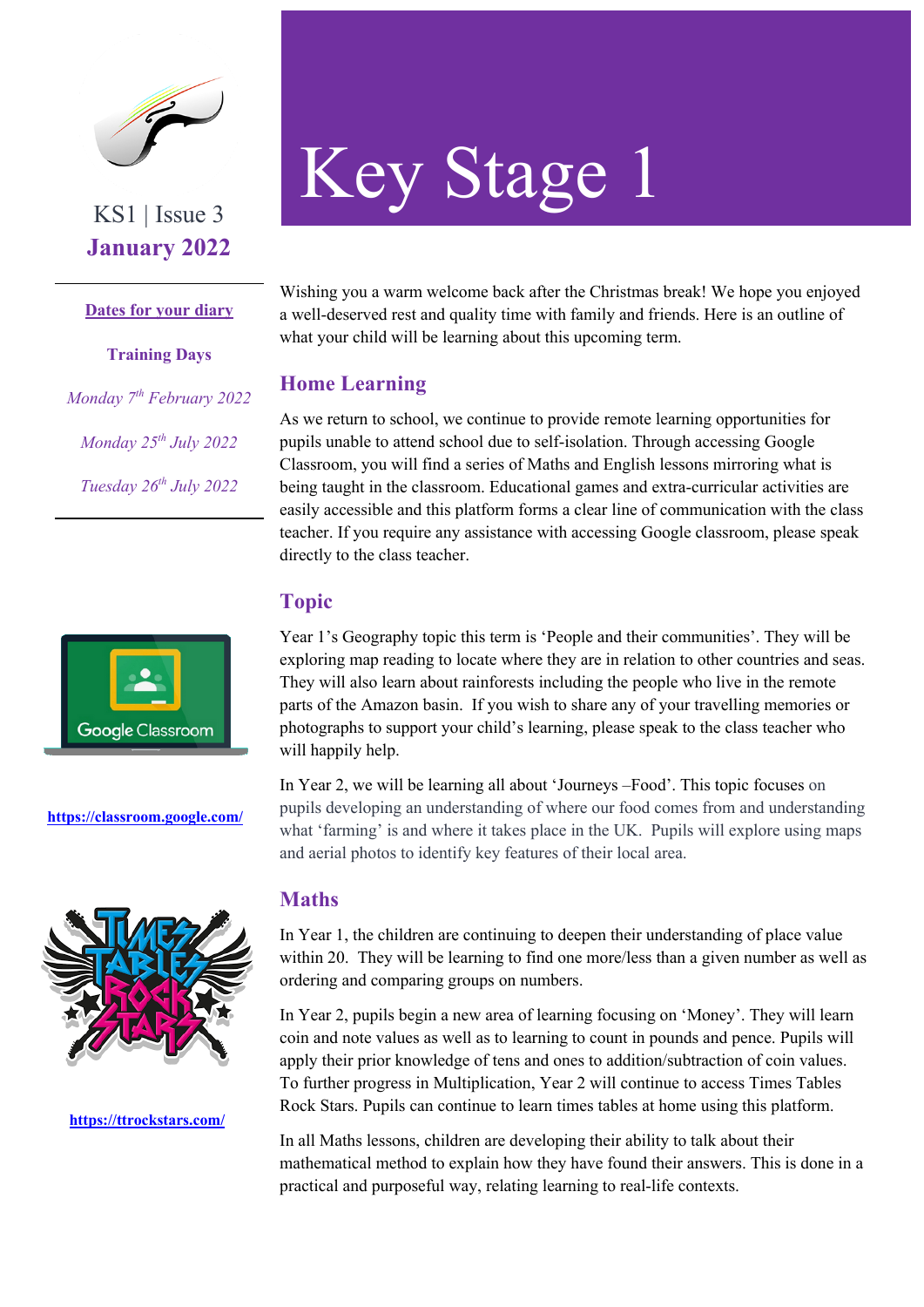KS1 | Issue 3

**January 2022**

**Dates for your diary**

**Training Days**

*Monday 7th February 2022*

*Monday 25th July 2022*

*Tuesday 26th July 2022*

https://classroom.google.com/

https://ttrockstars.com/

# Key Stage 1

Wishing you a warm welcome back after the Christmas break! We hope you enjoyed a well-deserved rest and quality time with family and friends. Here is an outline of what your child will be learning about this upcoming term.

## Home Learning

As we return to school, we continue to provide remote learning opportunities for pupils unable to attend school due to self-isolation. Through accessing Google Classroom, you will find a series of Maths and English lessons mirroring what is being taught in the classroom. Educational games and extra-curricular activities are easily accessible and this platform forms a clear line of communication with the class teacher. If you require any assistance with accessing Google classroom, please speak directly to the class teacher.

## Topic

Year 1's Geography topic this term is 'People and their communities'. They will be exploring map reading to locate where they are in relation to other countries and seas. They will also learn about rainforests including the people who live in the remote parts of the Amazon basin. If you wish to share any of your travelling memories or photographs to support your child's learning, please speak to the class teacher who will happily help.

In Year 2, we will be learning all about 'Journeys –Food'. This topic focuses on pupils developing an understanding of where our food comes from and understanding what 'farming' is and where it takes place in the UK. Pupils will explore using maps and aerial photos to identify key features of their local area.

## Maths

In Year 1, the children are continuing to deepen their understanding of place value within 20. They will be learning to find one more/less than a given number as well as ordering and comparing groups on numbers.

In Year 2, pupils begin a new area of learning focusing on 'Money'. They will learn coin and note values as well as to learning to count in pounds and pence. Pupils will apply their prior knowledge of tens and ones to addition/subtraction of coin values. To further progress in Multiplication, Year 2 will continue to access Times Tables Rock Stars. Pupils can continue to learn times tables at home using this platform.

In all Maths lessons, children are developing their ability to talk about their mathematical method to explain how they have found their answers. This is done in a practical and purposeful way, relating learning to real-life contexts.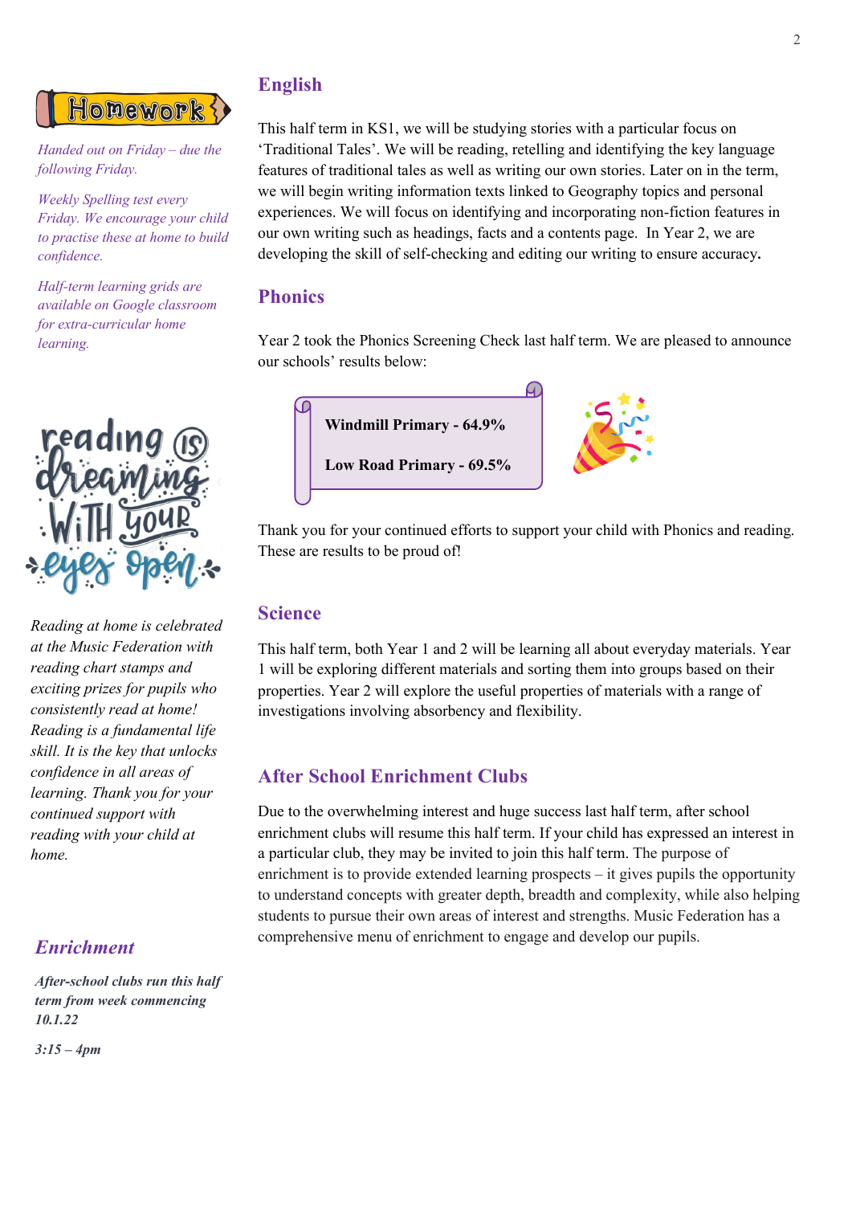## Homework

*Handed out on Friday – due the following Friday.*

*Weekly Spelling test every Friday. We encourage your child to practise these at home to build confidence.*

*Half-term learning grids are available on Google classroom for extra-curricular home learning.*

reading is dreaming with your eyes open

*Reading at home is celebrated at the Music Federation with reading chart stamps and exciting prizes for pupils who consistently read at home! Reading is a fundamental life skill. It is the key that unlocks confidence in all areas of learning. Thank you for your continued support with reading with your child at home.*

## *Enrichment*

***After-school clubs run this half term from week commencing 10.1.22***

***3:15 – 4pm***

## English

This half term in KS1, we will be studying stories with a particular focus on 'Traditional Tales'. We will be reading, retelling and identifying the key language features of traditional tales as well as writing our own stories. Later on in the term, we will begin writing information texts linked to Geography topics and personal experiences. We will focus on identifying and incorporating non-fiction features in our own writing such as headings, facts and a contents page. In Year 2, we are developing the skill of self-checking and editing our writing to ensure accuracy.

## Phonics

Year 2 took the Phonics Screening Check last half term. We are pleased to announce our schools' results below:

**Windmill Primary - 64.9%**

**Low Road Primary - 69.5%**

Thank you for your continued efforts to support your child with Phonics and reading. These are results to be proud of!

## Science

This half term, both Year 1 and 2 will be learning all about everyday materials. Year 1 will be exploring different materials and sorting them into groups based on their properties. Year 2 will explore the useful properties of materials with a range of investigations involving absorbency and flexibility.

## After School Enrichment Clubs

Due to the overwhelming interest and huge success last half term, after school enrichment clubs will resume this half term. If your child has expressed an interest in a particular club, they may be invited to join this half term. The purpose of enrichment is to provide extended learning prospects – it gives pupils the opportunity to understand concepts with greater depth, breadth and complexity, while also helping students to pursue their own areas of interest and strengths. Music Federation has a comprehensive menu of enrichment to engage and develop our pupils.